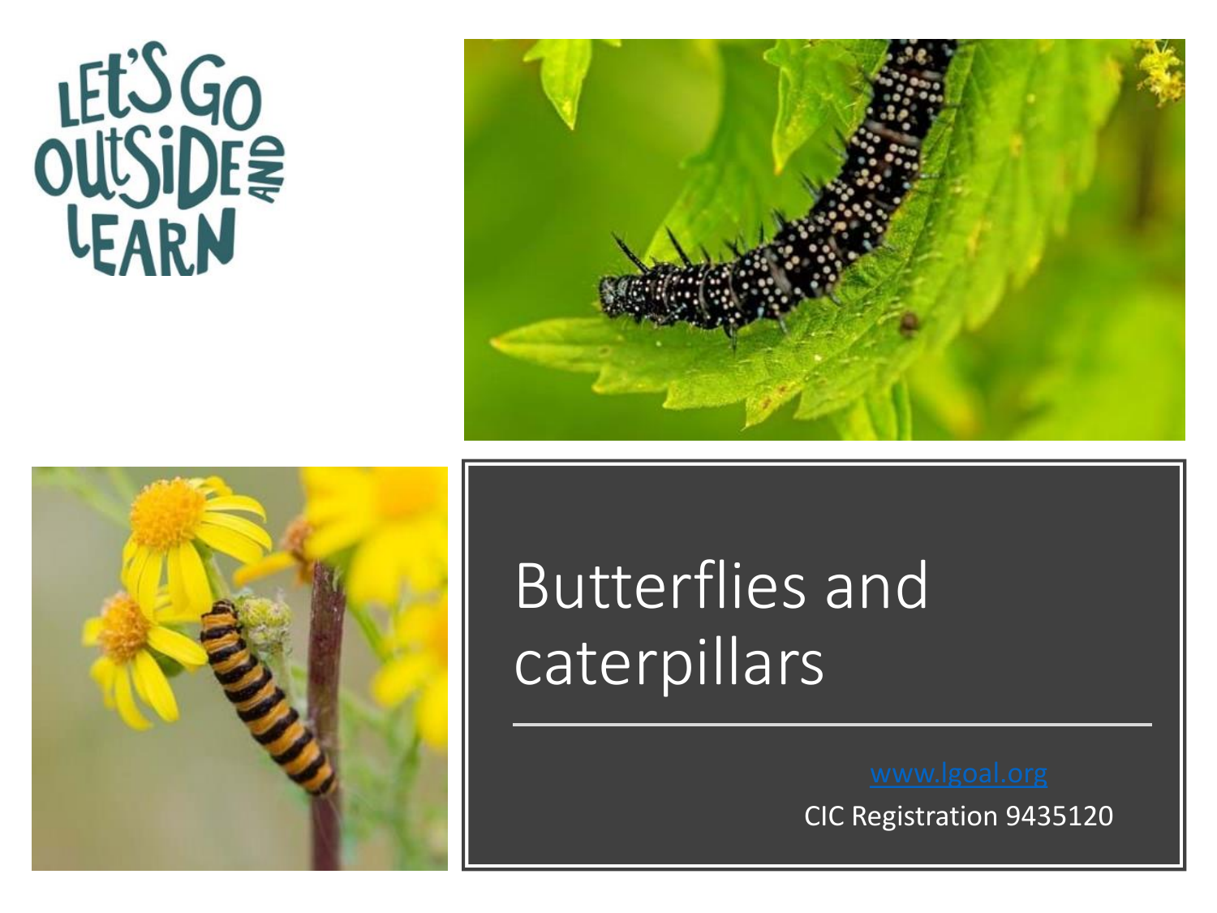LET'S GO OUTSIDE AND LEARN

# Butterflies and caterpillars

www.lgoal.org

CIC Registration 9435120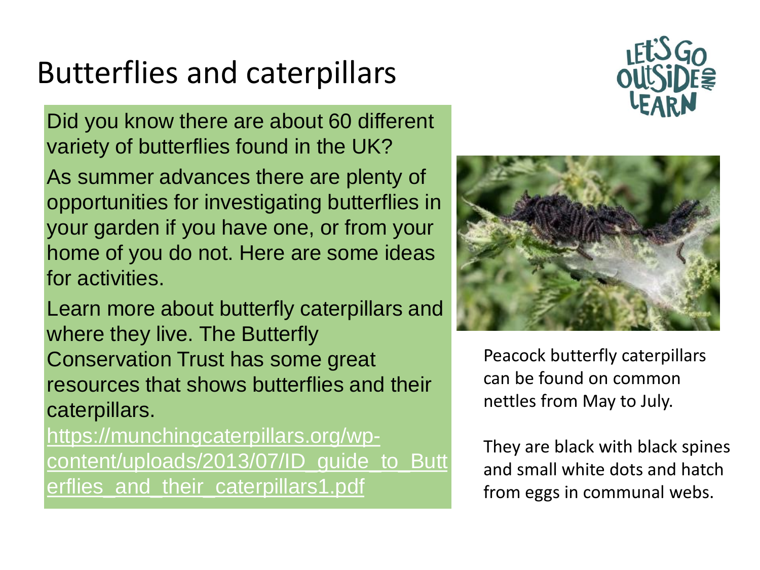# Butterflies and caterpillars

Did you know there are about 60 different variety of butterflies found in the UK?

As summer advances there are plenty of opportunities for investigating butterflies in your garden if you have one, or from your home of you do not. Here are some ideas for activities.

Learn more about butterfly caterpillars and where they live. The Butterfly Conservation Trust has some great resources that shows butterflies and their caterpillars.

https://munchingcaterpillars.org/wp-content/uploads/2013/07/ID_guide_to_Butterflies_and_their_caterpillars1.pdf

Peacock butterfly caterpillars can be found on common nettles from May to July.

They are black with black spines and small white dots and hatch from eggs in communal webs.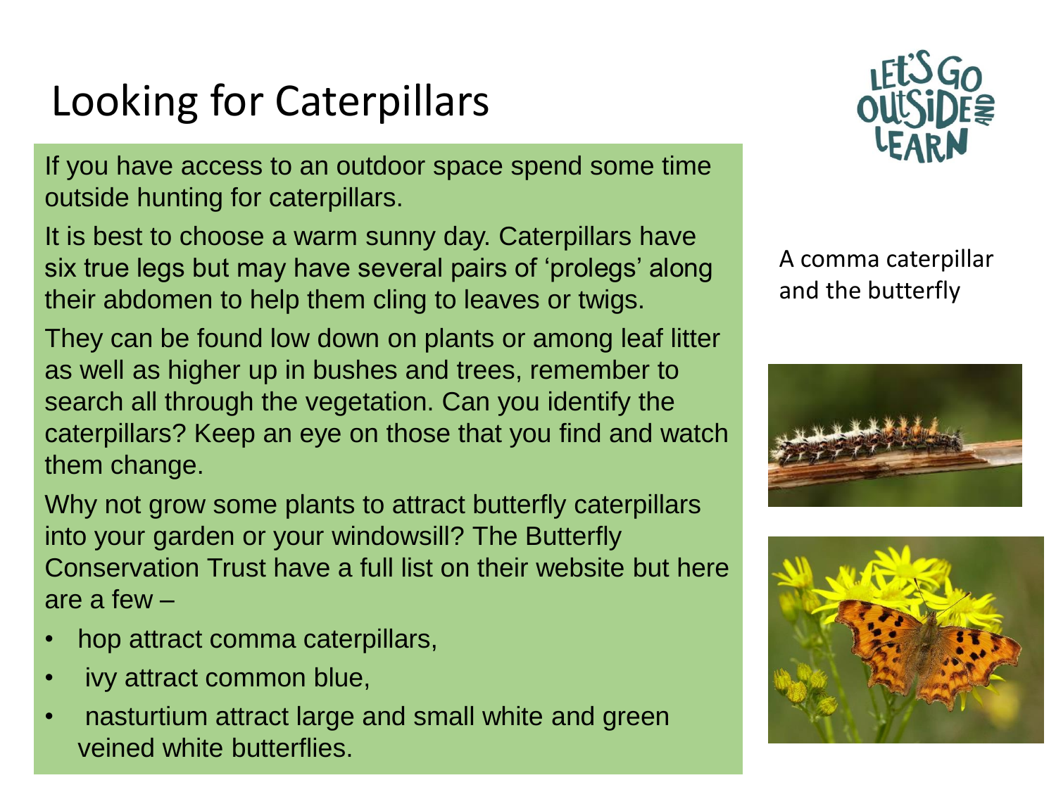# Looking for Caterpillars

If you have access to an outdoor space spend some time outside hunting for caterpillars.

It is best to choose a warm sunny day. Caterpillars have six true legs but may have several pairs of 'prolegs' along their abdomen to help them cling to leaves or twigs.

They can be found low down on plants or among leaf litter as well as higher up in bushes and trees, remember to search all through the vegetation. Can you identify the caterpillars? Keep an eye on those that you find and watch them change.

Why not grow some plants to attract butterfly caterpillars into your garden or your windowsill? The Butterfly Conservation Trust have a full list on their website but here are a few –

- hop attract comma caterpillars,
- ivy attract common blue,
- nasturtium attract large and small white and green veined white butterflies.

A comma caterpillar and the butterfly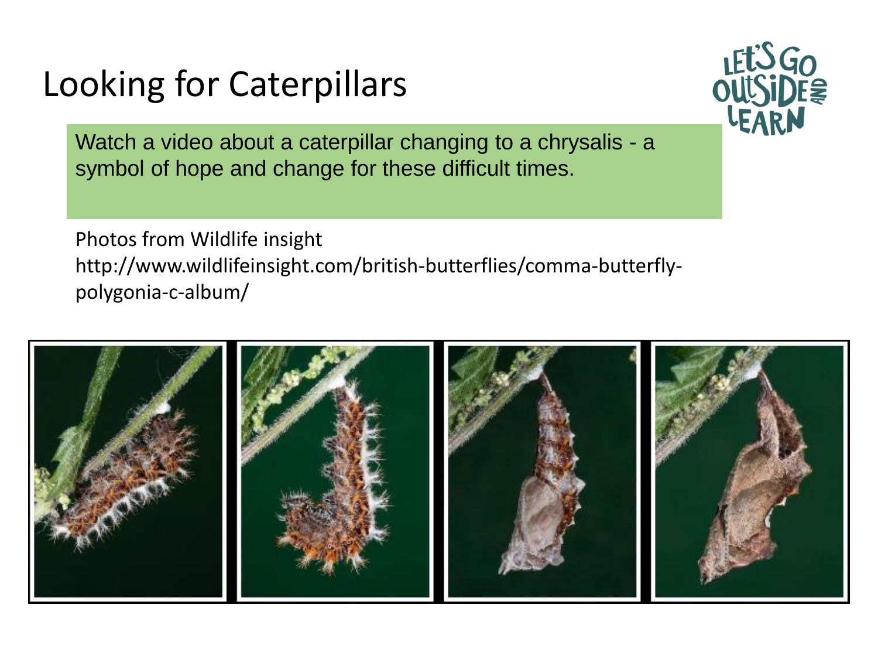# Looking for Caterpillars

Watch a video about a caterpillar changing to a chrysalis - a symbol of hope and change for these difficult times.

Photos from Wildlife insight
http://www.wildlifeinsight.com/british-butterflies/comma-butterfly-polygonia-c-album/